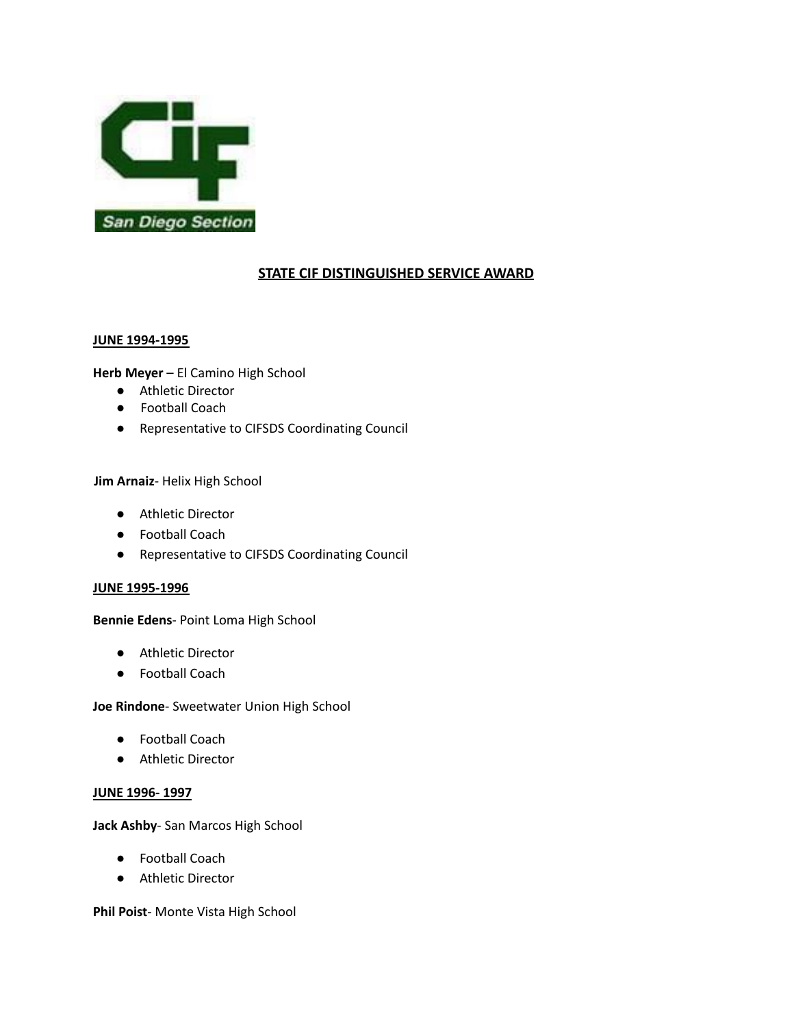# STATE CIF DISTINGUISHED SERVICE AWARD

## JUNE 1994-1995

**Herb Meyer** – El Camino High School

- Athletic Director
- Football Coach
- Representative to CIFSDS Coordinating Council

**Jim Arnaiz**- Helix High School

- Athletic Director
- Football Coach
- Representative to CIFSDS Coordinating Council

## JUNE 1995-1996

**Bennie Edens**- Point Loma High School

- Athletic Director
- Football Coach

**Joe Rindone**- Sweetwater Union High School

- Football Coach
- Athletic Director

## JUNE 1996- 1997

**Jack Ashby**- San Marcos High School

- Football Coach
- Athletic Director

**Phil Poist**- Monte Vista High School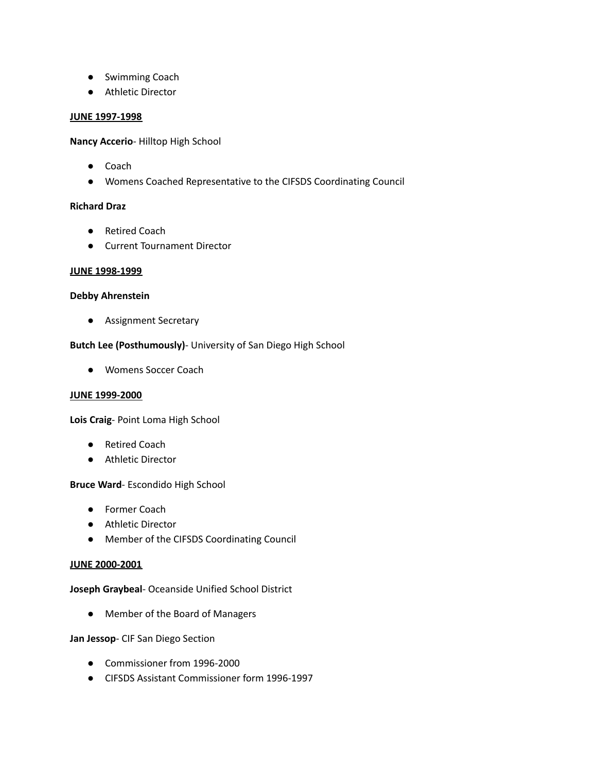- Swimming Coach
- Athletic Director

**JUNE 1997-1998**

**Nancy Accerio**- Hilltop High School

- Coach
- Womens Coached Representative to the CIFSDS Coordinating Council

**Richard Draz**

- Retired Coach
- Current Tournament Director

**JUNE 1998-1999**

**Debby Ahrenstein**

- Assignment Secretary

**Butch Lee (Posthumously)**- University of San Diego High School

- Womens Soccer Coach

**JUNE 1999-2000**

**Lois Craig**- Point Loma High School

- Retired Coach
- Athletic Director

**Bruce Ward**- Escondido High School

- Former Coach
- Athletic Director
- Member of the CIFSDS Coordinating Council

**JUNE 2000-2001**

**Joseph Graybeal**- Oceanside Unified School District

- Member of the Board of Managers

**Jan Jessop**- CIF San Diego Section

- Commissioner from 1996-2000
- CIFSDS Assistant Commissioner form 1996-1997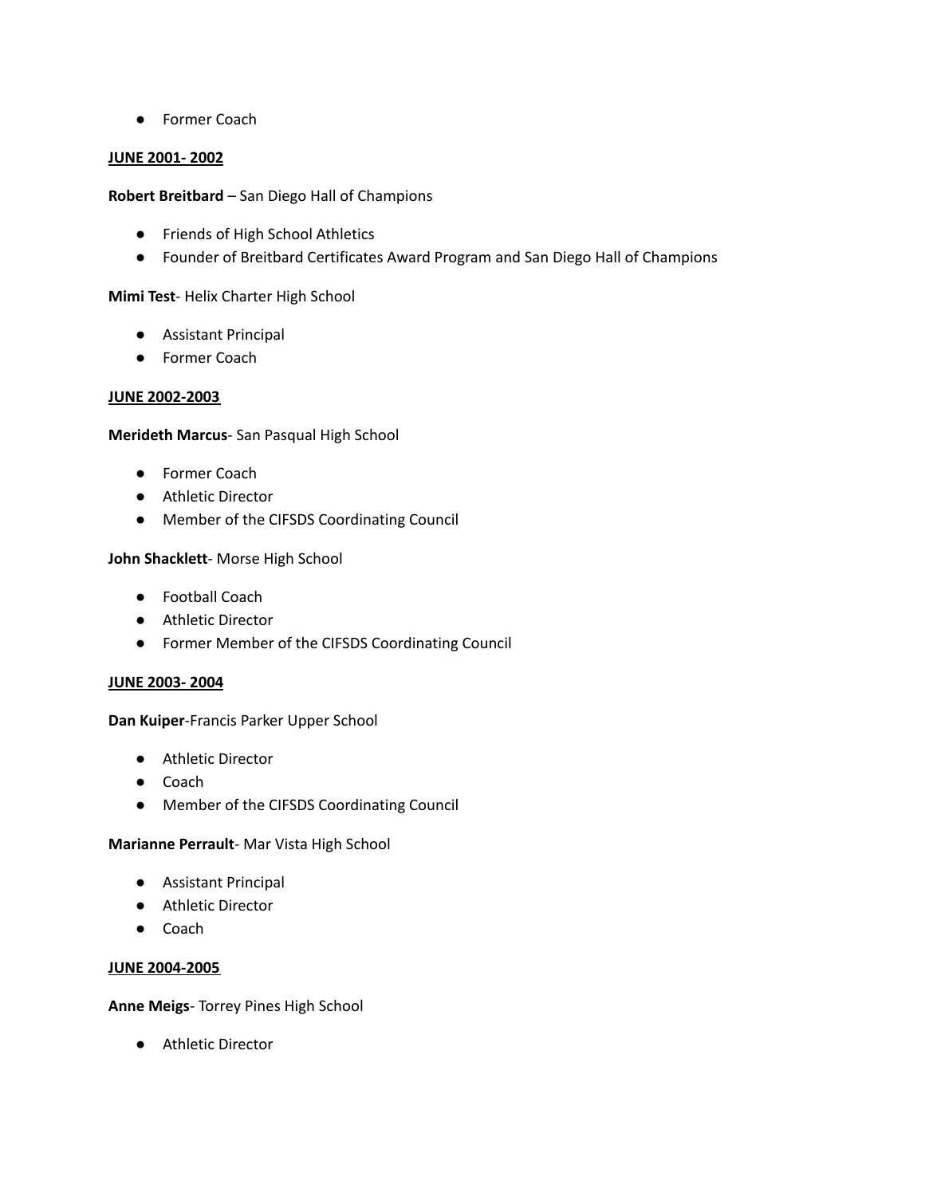- Former Coach

**JUNE 2001- 2002**

**Robert Breitbard** – San Diego Hall of Champions

- Friends of High School Athletics
- Founder of Breitbard Certificates Award Program and San Diego Hall of Champions

**Mimi Test**- Helix Charter High School

- Assistant Principal
- Former Coach

**JUNE 2002-2003**

**Merideth Marcus**- San Pasqual High School

- Former Coach
- Athletic Director
- Member of the CIFSDS Coordinating Council

**John Shacklett**- Morse High School

- Football Coach
- Athletic Director
- Former Member of the CIFSDS Coordinating Council

**JUNE 2003- 2004**

**Dan Kuiper**-Francis Parker Upper School

- Athletic Director
- Coach
- Member of the CIFSDS Coordinating Council

**Marianne Perrault**- Mar Vista High School

- Assistant Principal
- Athletic Director
- Coach

**JUNE 2004-2005**

**Anne Meigs**- Torrey Pines High School

- Athletic Director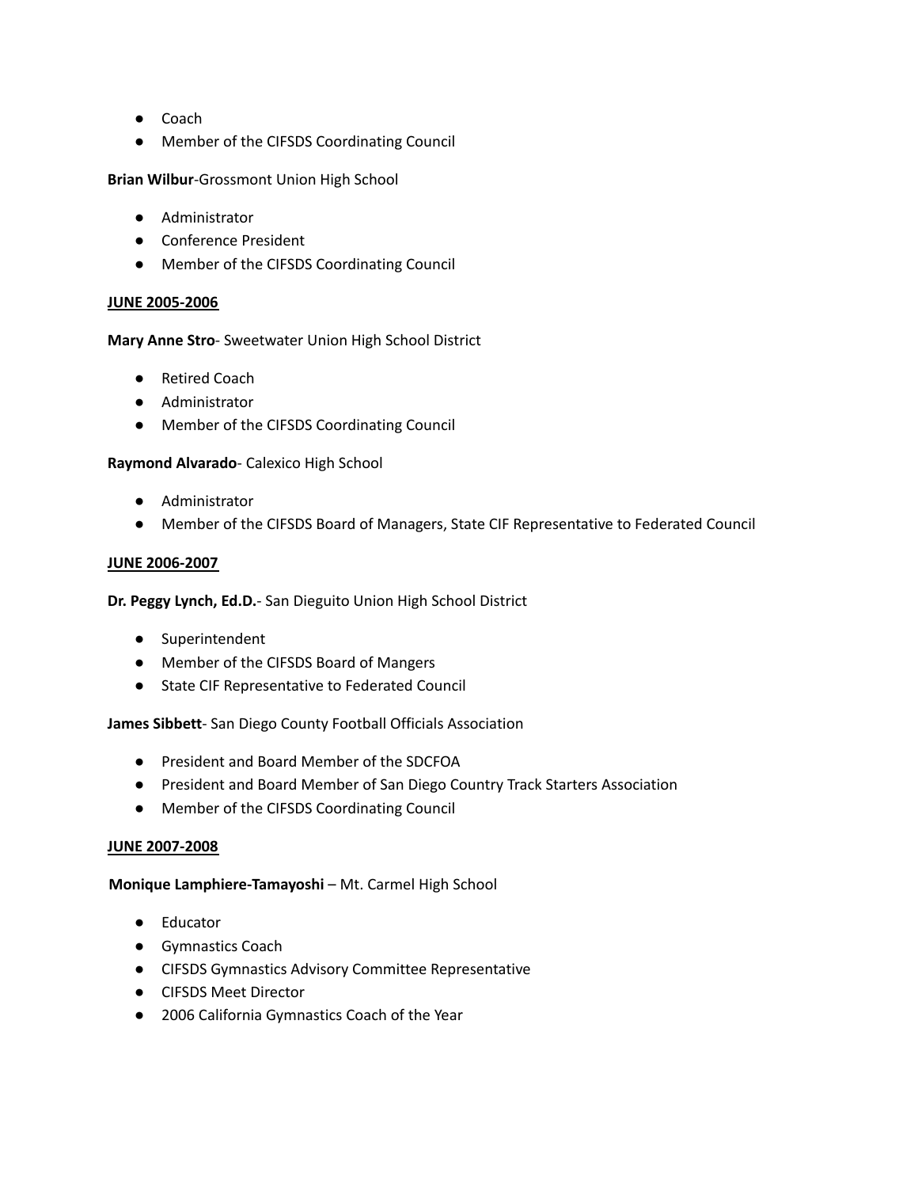- Coach
- Member of the CIFSDS Coordinating Council

**Brian Wilbur**-Grossmont Union High School

- Administrator
- Conference President
- Member of the CIFSDS Coordinating Council

**JUNE 2005-2006**

**Mary Anne Stro**- Sweetwater Union High School District

- Retired Coach
- Administrator
- Member of the CIFSDS Coordinating Council

**Raymond Alvarado**- Calexico High School

- Administrator
- Member of the CIFSDS Board of Managers, State CIF Representative to Federated Council

**JUNE 2006-2007**

**Dr. Peggy Lynch, Ed.D.**- San Dieguito Union High School District

- Superintendent
- Member of the CIFSDS Board of Mangers
- State CIF Representative to Federated Council

**James Sibbett**- San Diego County Football Officials Association

- President and Board Member of the SDCFOA
- President and Board Member of San Diego Country Track Starters Association
- Member of the CIFSDS Coordinating Council

**JUNE 2007-2008**

**Monique Lamphiere-Tamayoshi** – Mt. Carmel High School

- Educator
- Gymnastics Coach
- CIFSDS Gymnastics Advisory Committee Representative
- CIFSDS Meet Director
- 2006 California Gymnastics Coach of the Year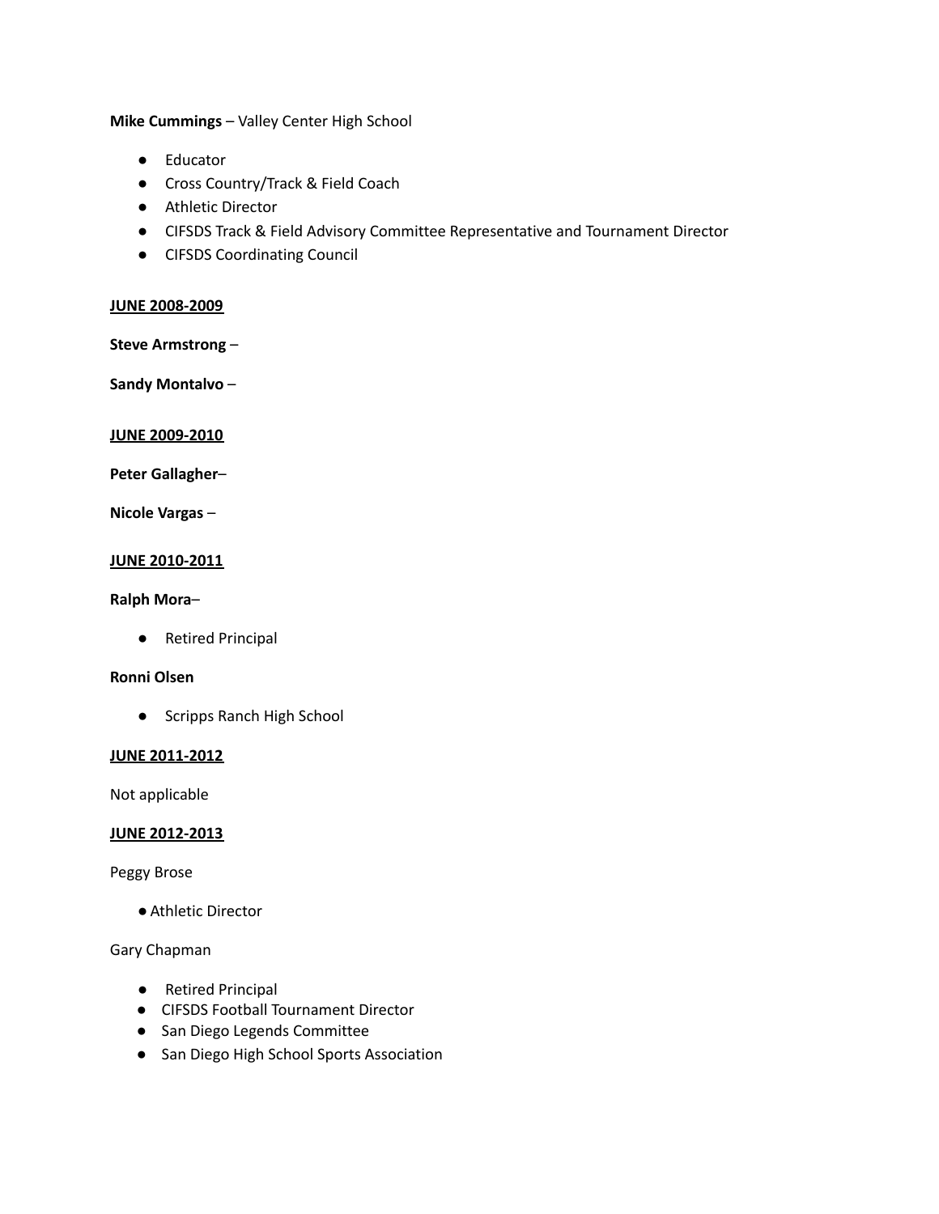**Mike Cummings** – Valley Center High School

- Educator
- Cross Country/Track & Field Coach
- Athletic Director
- CIFSDS Track & Field Advisory Committee Representative and Tournament Director
- CIFSDS Coordinating Council

**<u>JUNE 2008-2009</u>**

**Steve Armstrong** –

**Sandy Montalvo** –

**<u>JUNE 2009-2010</u>**

**Peter Gallagher**–

**Nicole Vargas** –

**<u>JUNE 2010-2011</u>**

**Ralph Mora**–

- Retired Principal

**Ronni Olsen**

- Scripps Ranch High School

**<u>JUNE 2011-2012</u>**

Not applicable

**<u>JUNE 2012-2013</u>**

Peggy Brose

- Athletic Director

Gary Chapman

- Retired Principal
- CIFSDS Football Tournament Director
- San Diego Legends Committee
- San Diego High School Sports Association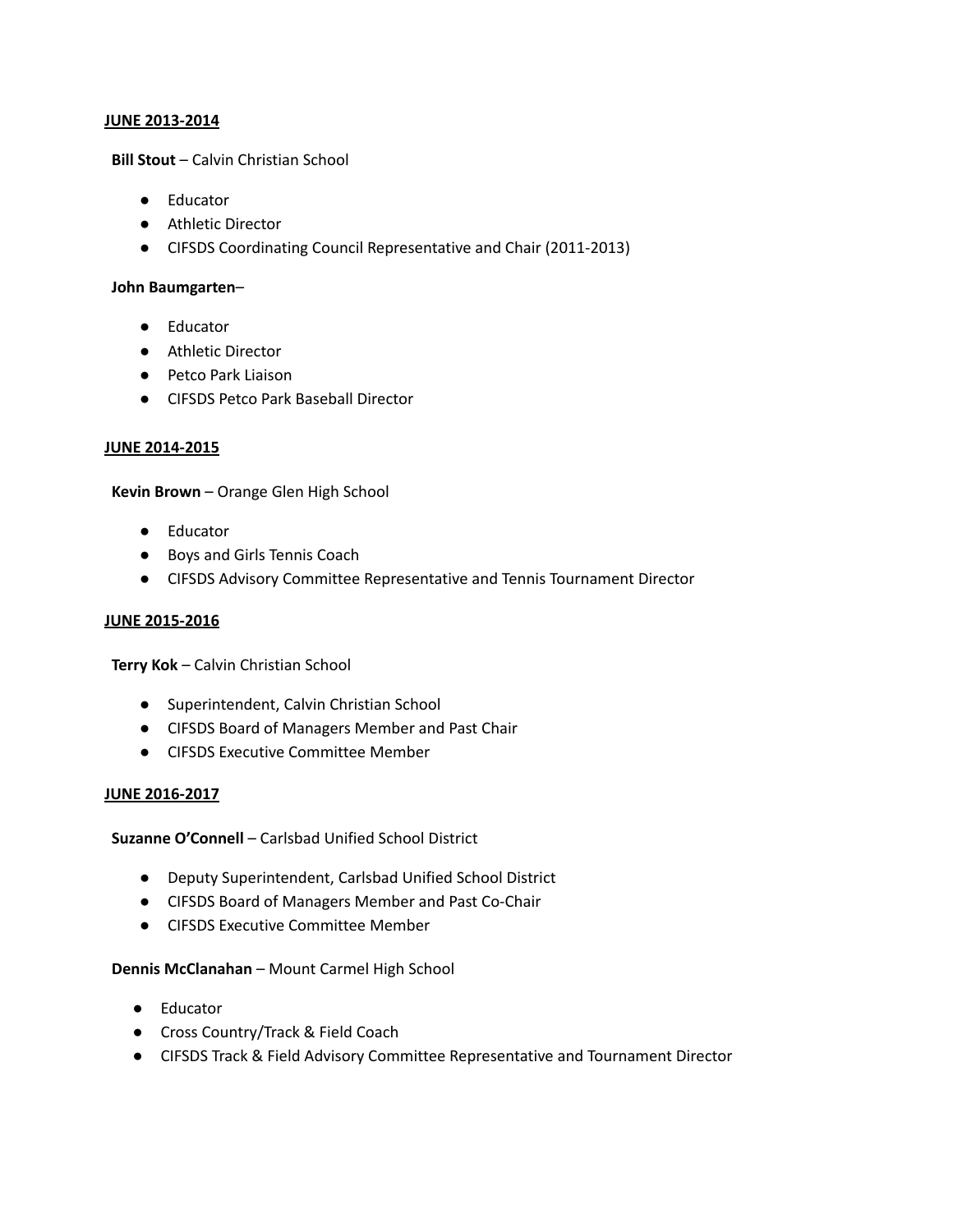**<u>JUNE 2013-2014</u>**

**Bill Stout** – Calvin Christian School

- Educator
- Athletic Director
- CIFSDS Coordinating Council Representative and Chair (2011-2013)

**John Baumgarten**–

- Educator
- Athletic Director
- Petco Park Liaison
- CIFSDS Petco Park Baseball Director

**<u>JUNE 2014-2015</u>**

**Kevin Brown** – Orange Glen High School

- Educator
- Boys and Girls Tennis Coach
- CIFSDS Advisory Committee Representative and Tennis Tournament Director

**<u>JUNE 2015-2016</u>**

**Terry Kok** – Calvin Christian School

- Superintendent, Calvin Christian School
- CIFSDS Board of Managers Member and Past Chair
- CIFSDS Executive Committee Member

**<u>JUNE 2016-2017</u>**

**Suzanne O'Connell** – Carlsbad Unified School District

- Deputy Superintendent, Carlsbad Unified School District
- CIFSDS Board of Managers Member and Past Co-Chair
- CIFSDS Executive Committee Member

**Dennis McClanahan** – Mount Carmel High School

- Educator
- Cross Country/Track & Field Coach
- CIFSDS Track & Field Advisory Committee Representative and Tournament Director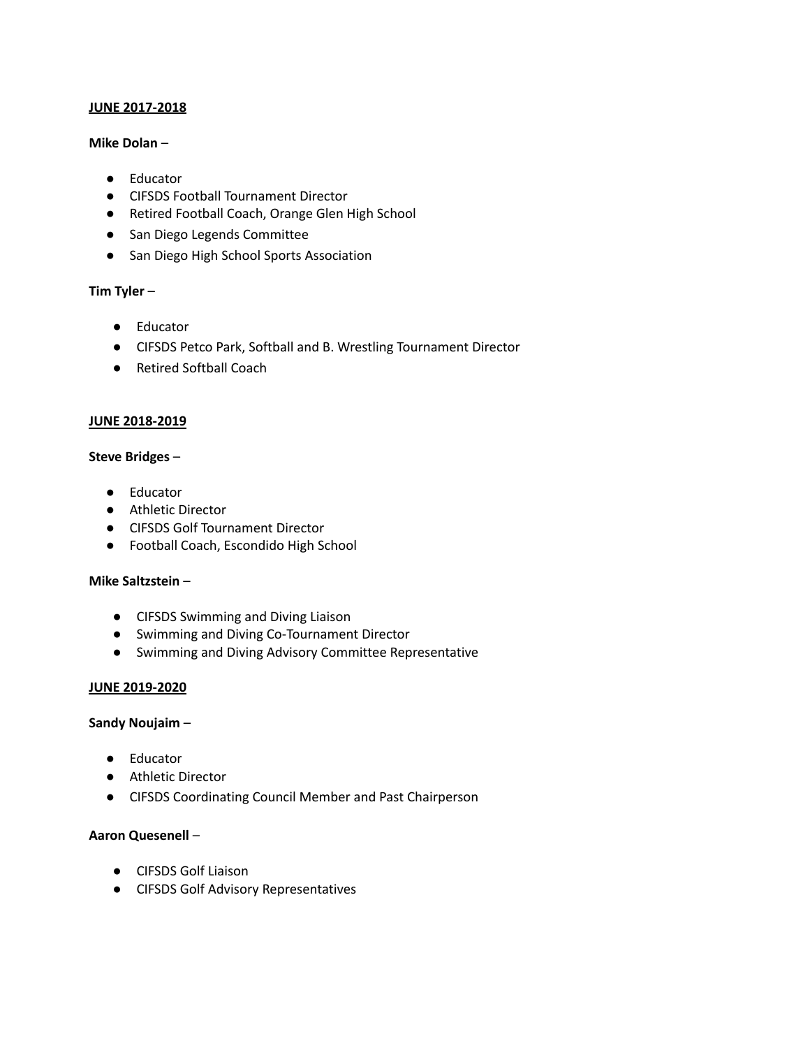**JUNE 2017-2018**

**Mike Dolan** –

- Educator
- CIFSDS Football Tournament Director
- Retired Football Coach, Orange Glen High School
- San Diego Legends Committee
- San Diego High School Sports Association

**Tim Tyler** –

- Educator
- CIFSDS Petco Park, Softball and B. Wrestling Tournament Director
- Retired Softball Coach

**JUNE 2018-2019**

**Steve Bridges** –

- Educator
- Athletic Director
- CIFSDS Golf Tournament Director
- Football Coach, Escondido High School

**Mike Saltzstein** –

- CIFSDS Swimming and Diving Liaison
- Swimming and Diving Co-Tournament Director
- Swimming and Diving Advisory Committee Representative

**JUNE 2019-2020**

**Sandy Noujaim** –

- Educator
- Athletic Director
- CIFSDS Coordinating Council Member and Past Chairperson

**Aaron Quesenell** –

- CIFSDS Golf Liaison
- CIFSDS Golf Advisory Representatives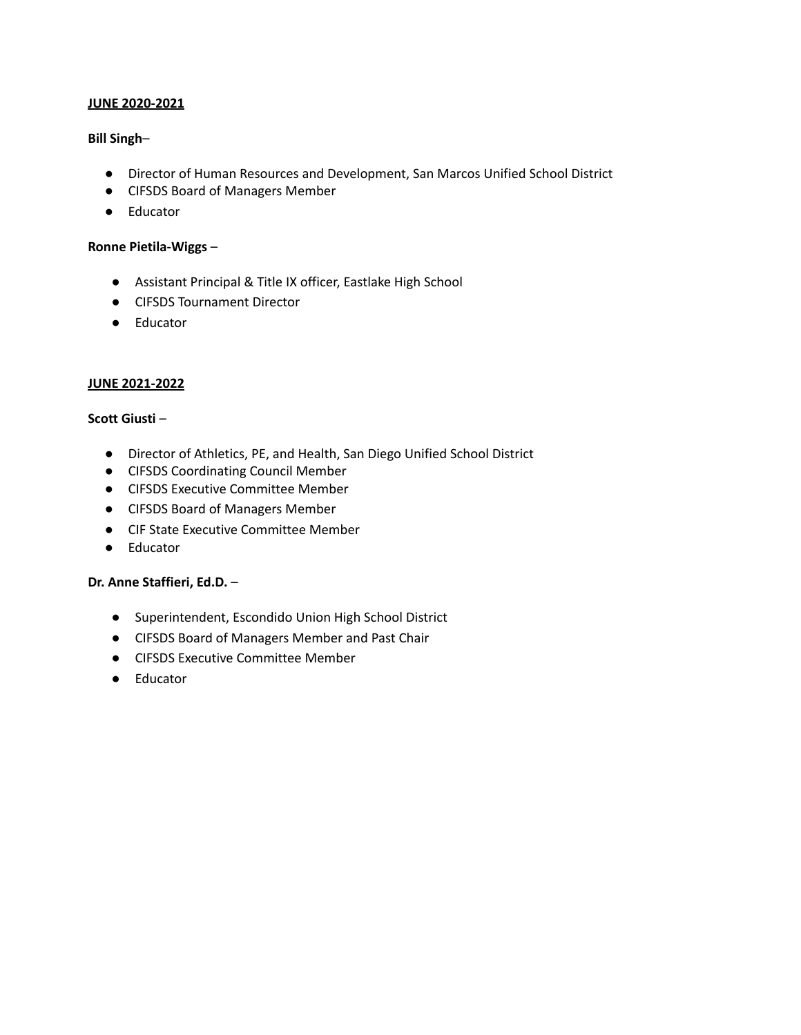**JUNE 2020-2021**

**Bill Singh**–

- Director of Human Resources and Development, San Marcos Unified School District
- CIFSDS Board of Managers Member
- Educator

**Ronne Pietila-Wiggs** –

- Assistant Principal & Title IX officer, Eastlake High School
- CIFSDS Tournament Director
- Educator

**JUNE 2021-2022**

**Scott Giusti** –

- Director of Athletics, PE, and Health, San Diego Unified School District
- CIFSDS Coordinating Council Member
- CIFSDS Executive Committee Member
- CIFSDS Board of Managers Member
- CIF State Executive Committee Member
- Educator

**Dr. Anne Staffieri, Ed.D.** –

- Superintendent, Escondido Union High School District
- CIFSDS Board of Managers Member and Past Chair
- CIFSDS Executive Committee Member
- Educator